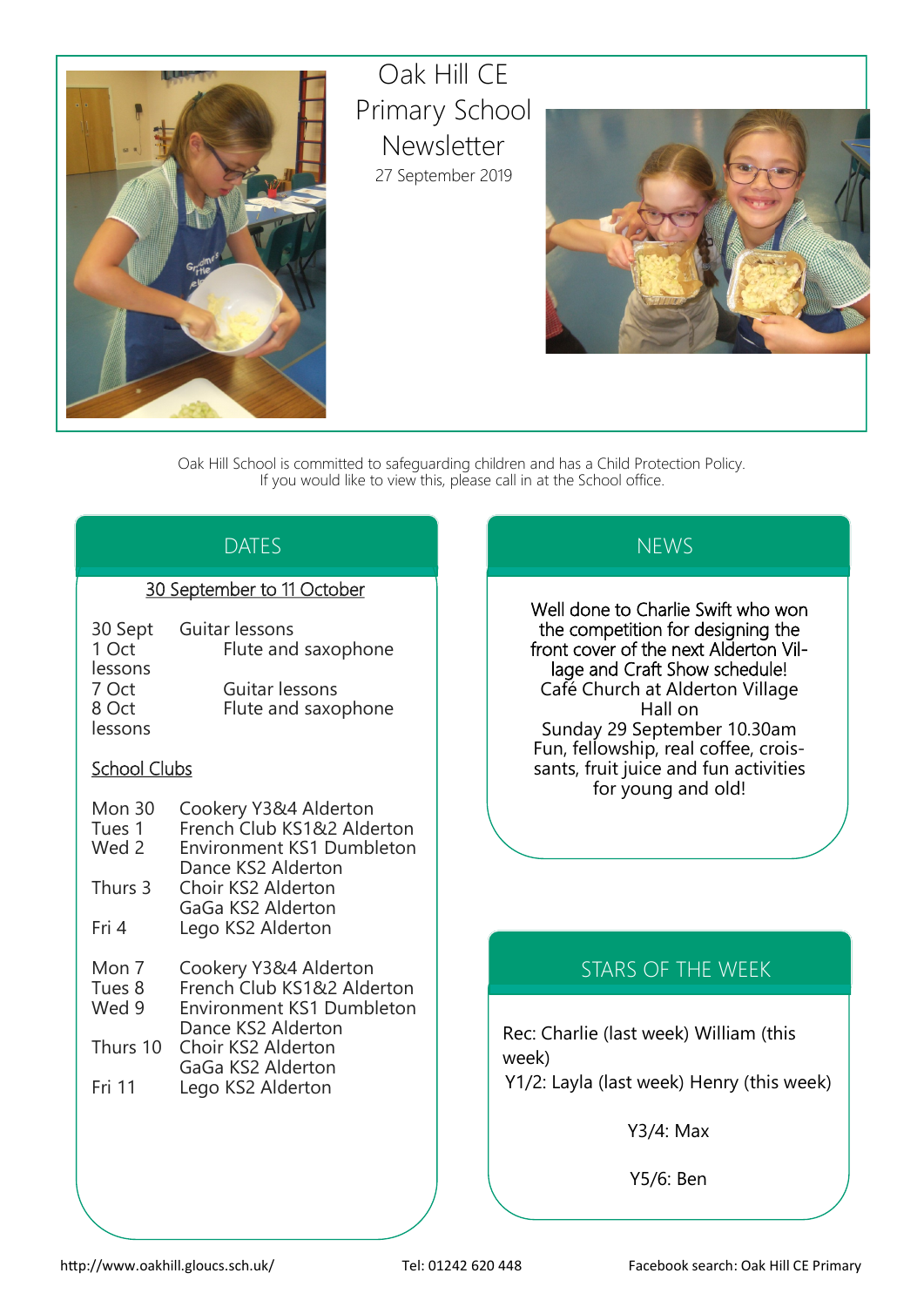# Oak Hill CE Primary School Newsletter

27 September 2019

Oak Hill School is committed to safeguarding children and has a Child Protection Policy.
If you would like to view this, please call in at the School office.

## DATES

**30 September to 11 October**

| | |
|---|---|
| 30 Sept | Guitar lessons |
| 1 Oct | Flute and saxophone lessons |
| 7 Oct | Guitar lessons |
| 8 Oct | Flute and saxophone lessons |

**School Clubs**

| | |
|---|---|
| Mon 30 | Cookery Y3&4 Alderton |
| Tues 1 | French Club KS1&2 Alderton |
| Wed 2 | Environment KS1 Dumbleton |
| | Dance KS2 Alderton |
| Thurs 3 | Choir KS2 Alderton |
| | GaGa KS2 Alderton |
| Fri 4 | Lego KS2 Alderton |
| Mon 7 | Cookery Y3&4 Alderton |
| Tues 8 | French Club KS1&2 Alderton |
| Wed 9 | Environment KS1 Dumbleton |
| | Dance KS2 Alderton |
| Thurs 10 | Choir KS2 Alderton |
| | GaGa KS2 Alderton |
| Fri 11 | Lego KS2 Alderton |

## NEWS

Well done to Charlie Swift who won the competition for designing the front cover of the next Alderton Village and Craft Show schedule!

Café Church at Alderton Village Hall on
Sunday 29 September 10.30am
Fun, fellowship, real coffee, croissants, fruit juice and fun activities for young and old!

## STARS OF THE WEEK

Rec: Charlie (last week) William (this week)

Y1/2: Layla (last week) Henry (this week)

Y3/4: Max

Y5/6: Ben

http://www.oakhill.gloucs.sch.uk/ Tel: 01242 620 448 Facebook search: Oak Hill CE Primary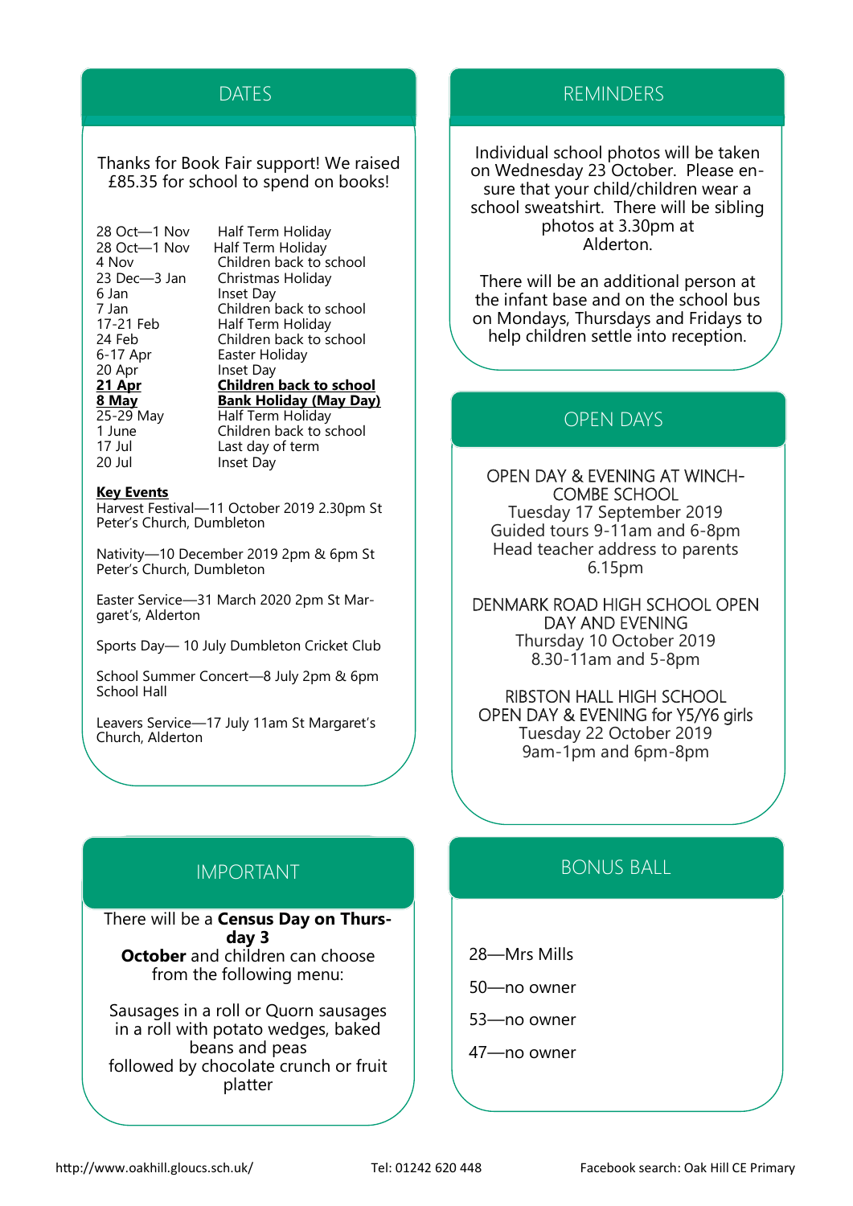## DATES

Thanks for Book Fair support! We raised £85.35 for school to spend on books!

| | |
|---|---|
| 28 Oct—1 Nov | Half Term Holiday |
| 28 Oct—1 Nov | Half Term Holiday |
| 4 Nov | Children back to school |
| 23 Dec—3 Jan | Christmas Holiday |
| 6 Jan | Inset Day |
| 7 Jan | Children back to school |
| 17-21 Feb | Half Term Holiday |
| 24 Feb | Children back to school |
| 6-17 Apr | Easter Holiday |
| 20 Apr | Inset Day |
| **21 Apr** | **Children back to school** |
| **8 May** | **Bank Holiday (May Day)** |
| 25-29 May | Half Term Holiday |
| 1 June | Children back to school |
| 17 Jul | Last day of term |
| 20 Jul | Inset Day |

**Key Events**

Harvest Festival—11 October 2019 2.30pm St Peter's Church, Dumbleton

Nativity—10 December 2019 2pm & 6pm St Peter's Church, Dumbleton

Easter Service—31 March 2020 2pm St Margaret's, Alderton

Sports Day— 10 July Dumbleton Cricket Club

School Summer Concert—8 July 2pm & 6pm School Hall

Leavers Service—17 July 11am St Margaret's Church, Alderton

## REMINDERS

Individual school photos will be taken on Wednesday 23 October. Please ensure that your child/children wear a school sweatshirt. There will be sibling photos at 3.30pm at Alderton.

There will be an additional person at the infant base and on the school bus on Mondays, Thursdays and Fridays to help children settle into reception.

## OPEN DAYS

OPEN DAY & EVENING AT WINCHCOMBE SCHOOL
Tuesday 17 September 2019
Guided tours 9-11am and 6-8pm
Head teacher address to parents 6.15pm

DENMARK ROAD HIGH SCHOOL OPEN DAY AND EVENING
Thursday 10 October 2019
8.30-11am and 5-8pm

RIBSTON HALL HIGH SCHOOL OPEN DAY & EVENING for Y5/Y6 girls
Tuesday 22 October 2019
9am-1pm and 6pm-8pm

## IMPORTANT

There will be a **Census Day on Thursday 3 October** and children can choose from the following menu:

Sausages in a roll or Quorn sausages in a roll with potato wedges, baked beans and peas followed by chocolate crunch or fruit platter

## BONUS BALL

28—Mrs Mills

50—no owner

53—no owner

47—no owner

http://www.oakhill.gloucs.sch.uk/ Tel: 01242 620 448 Facebook search: Oak Hill CE Primary